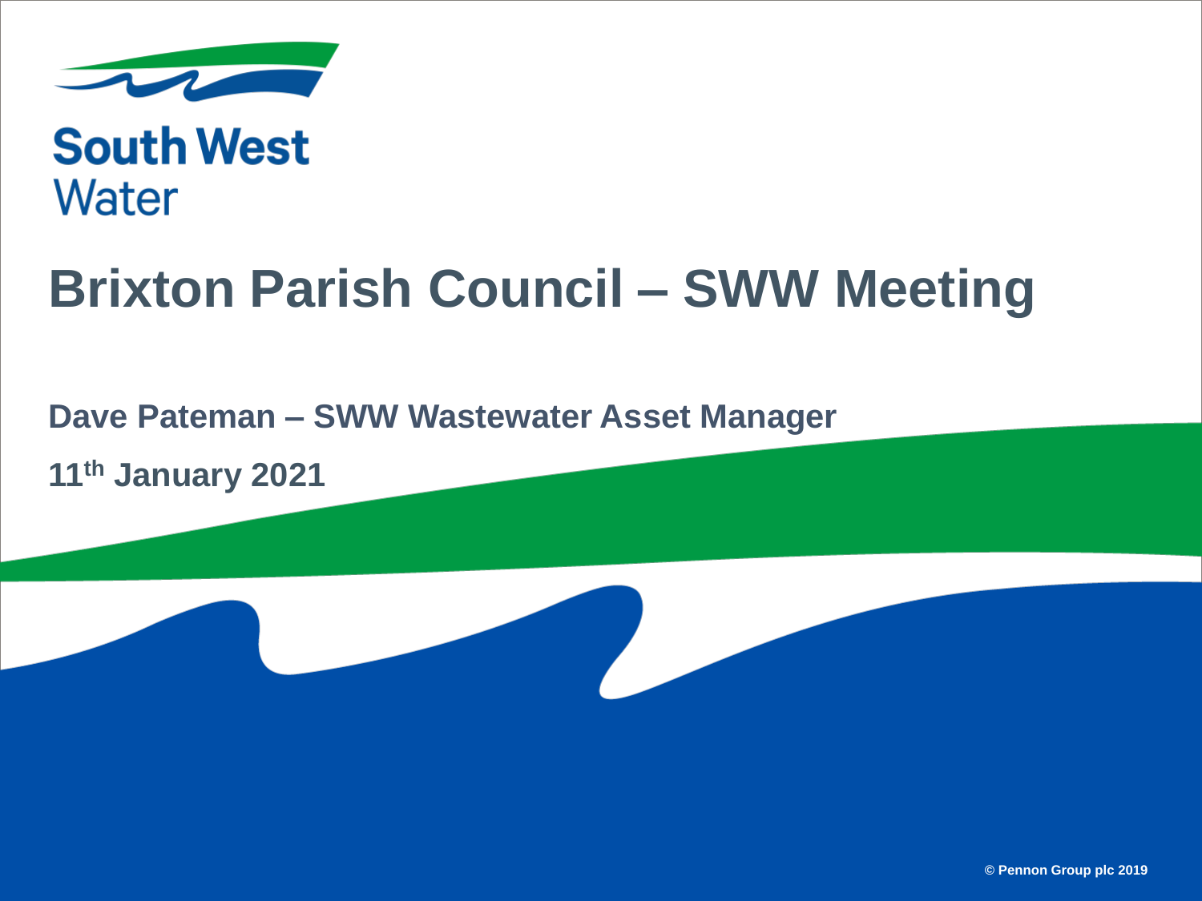South West Water

# Brixton Parish Council – SWW Meeting

**Dave Pateman – SWW Wastewater Asset Manager**

**11th January 2021**

© Pennon Group plc 2019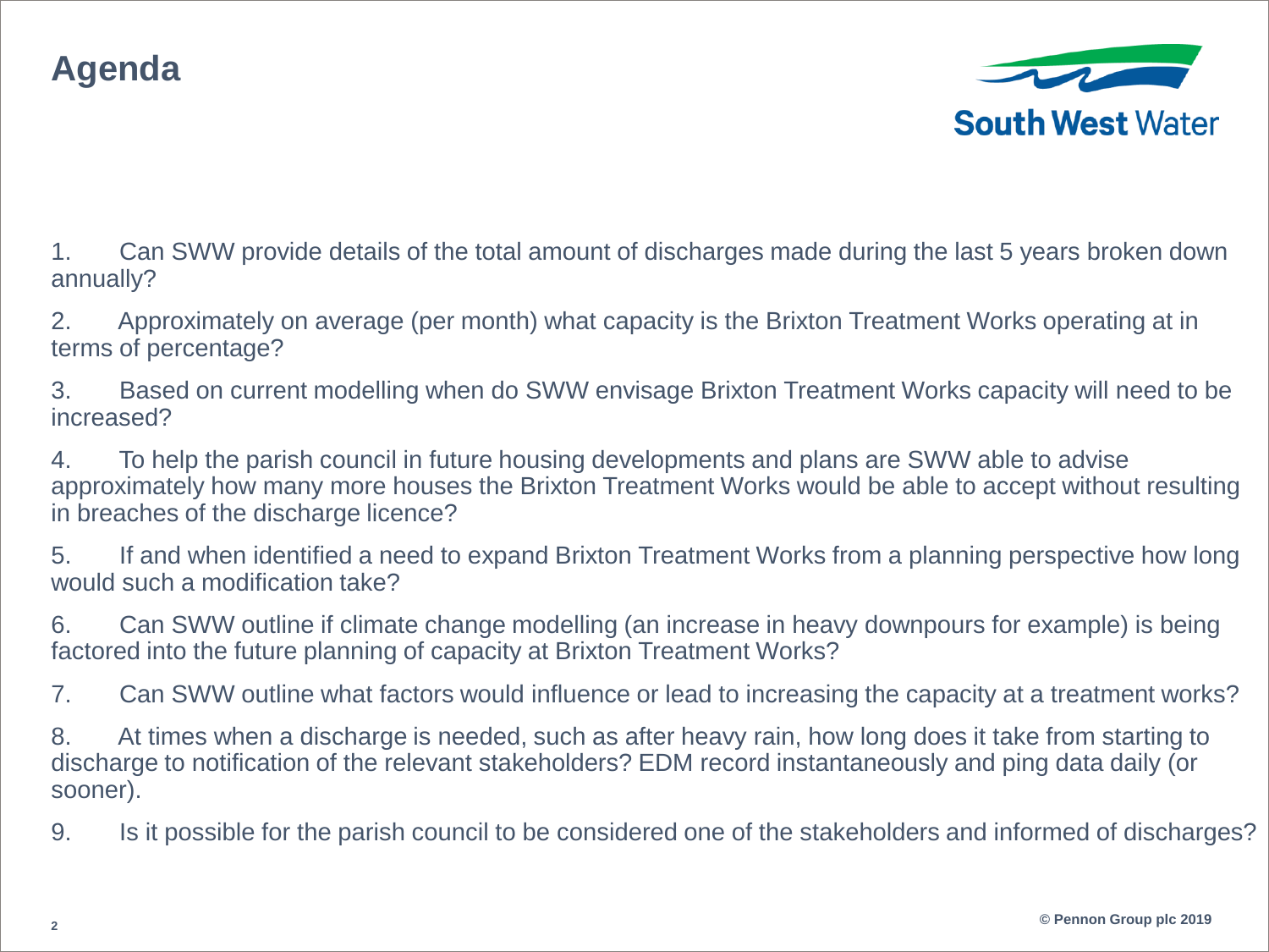# Agenda

1. Can SWW provide details of the total amount of discharges made during the last 5 years broken down annually?

2. Approximately on average (per month) what capacity is the Brixton Treatment Works operating at in terms of percentage?

3. Based on current modelling when do SWW envisage Brixton Treatment Works capacity will need to be increased?

4. To help the parish council in future housing developments and plans are SWW able to advise approximately how many more houses the Brixton Treatment Works would be able to accept without resulting in breaches of the discharge licence?

5. If and when identified a need to expand Brixton Treatment Works from a planning perspective how long would such a modification take?

6. Can SWW outline if climate change modelling (an increase in heavy downpours for example) is being factored into the future planning of capacity at Brixton Treatment Works?

7. Can SWW outline what factors would influence or lead to increasing the capacity at a treatment works?

8. At times when a discharge is needed, such as after heavy rain, how long does it take from starting to discharge to notification of the relevant stakeholders? EDM record instantaneously and ping data daily (or sooner).

9. Is it possible for the parish council to be considered one of the stakeholders and informed of discharges?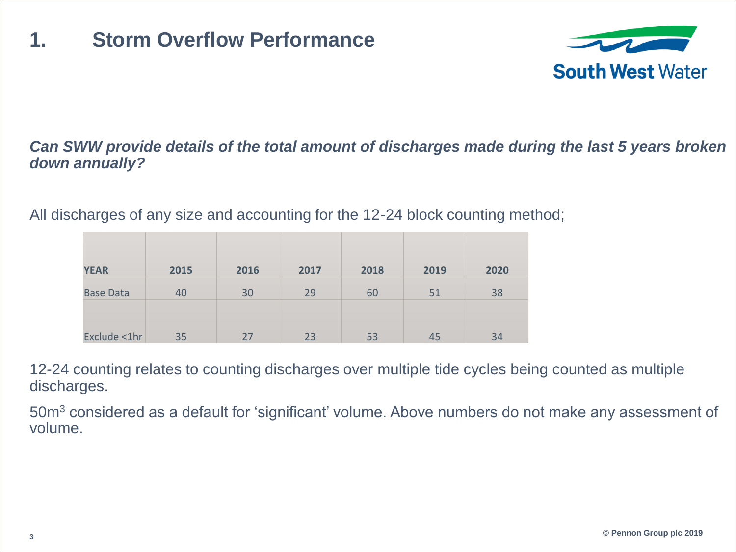# 1. Storm Overflow Performance

***Can SWW provide details of the total amount of discharges made during the last 5 years broken down annually?***

All discharges of any size and accounting for the 12-24 block counting method;

| YEAR | 2015 | 2016 | 2017 | 2018 | 2019 | 2020 |
|---|---|---|---|---|---|---|
| Base Data | 40 | 30 | 29 | 60 | 51 | 38 |
| Exclude <1hr | 35 | 27 | 23 | 53 | 45 | 34 |

12-24 counting relates to counting discharges over multiple tide cycles being counted as multiple discharges.

$50m^3$ considered as a default for 'significant' volume. Above numbers do not make any assessment of volume.

© Pennon Group plc 2019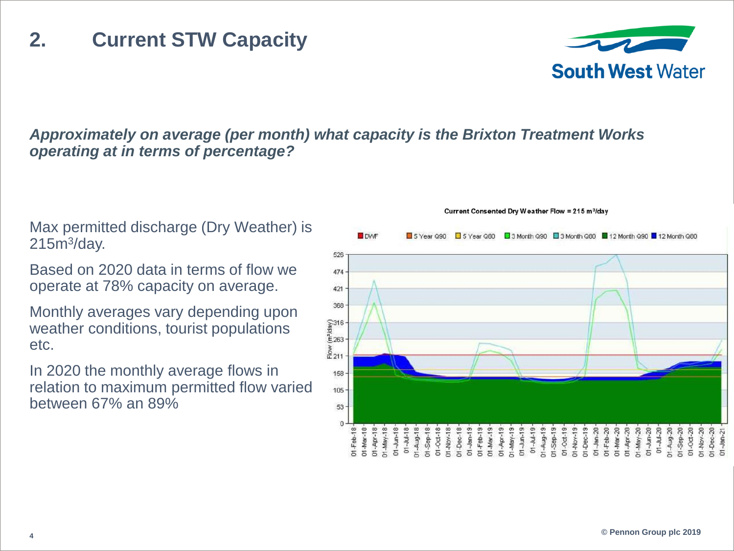# 2. Current STW Capacity

***Approximately on average (per month) what capacity is the Brixton Treatment Works operating at in terms of percentage?***

Max permitted discharge (Dry Weather) is 215m$^3$/day.

Based on 2020 data in terms of flow we operate at 78% capacity on average.

Monthly averages vary depending upon weather conditions, tourist populations etc.

In 2020 the monthly average flows in relation to maximum permitted flow varied between 67% an 89%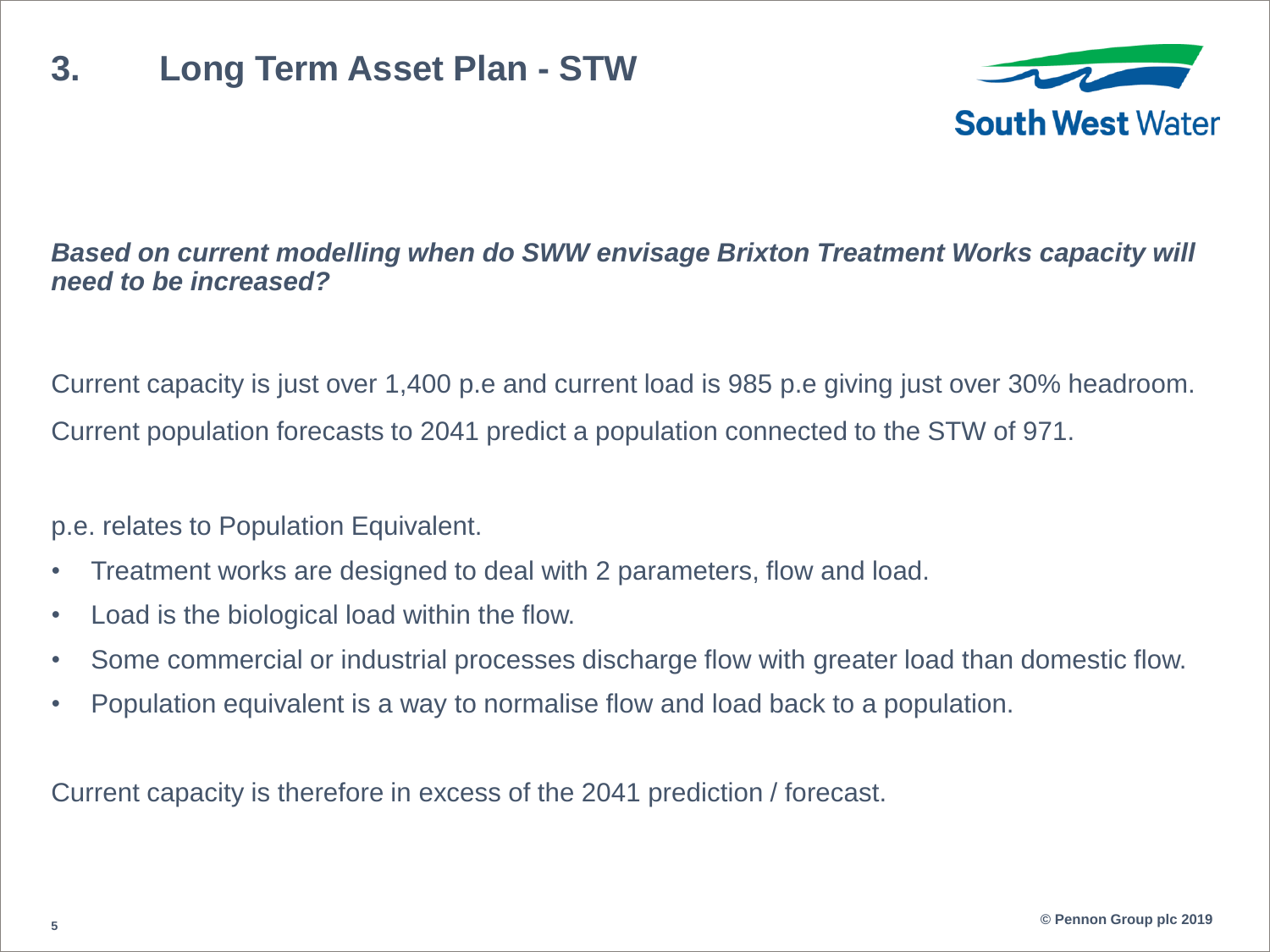# 3. Long Term Asset Plan - STW

***Based on current modelling when do SWW envisage Brixton Treatment Works capacity will need to be increased?***

Current capacity is just over 1,400 p.e and current load is 985 p.e giving just over 30% headroom.

Current population forecasts to 2041 predict a population connected to the STW of 971.

p.e. relates to Population Equivalent.

- Treatment works are designed to deal with 2 parameters, flow and load.
- Load is the biological load within the flow.
- Some commercial or industrial processes discharge flow with greater load than domestic flow.
- Population equivalent is a way to normalise flow and load back to a population.

Current capacity is therefore in excess of the 2041 prediction / forecast.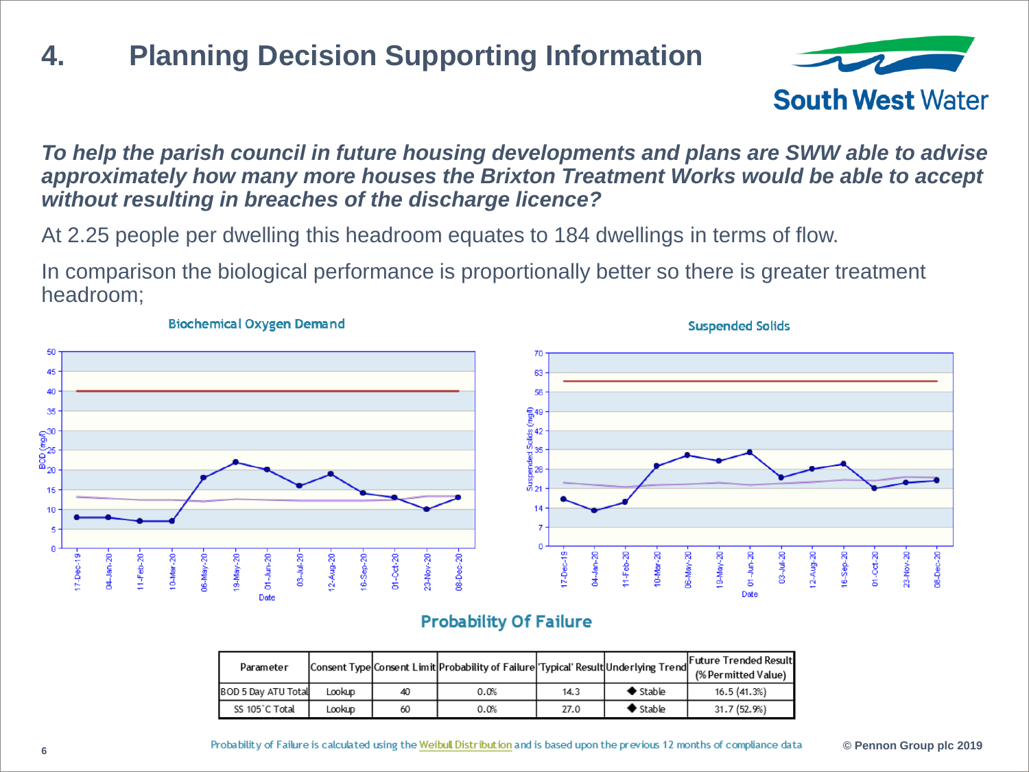# 4. Planning Decision Supporting Information

***To help the parish council in future housing developments and plans are SWW able to advise approximately how many more houses the Brixton Treatment Works would be able to accept without resulting in breaches of the discharge licence?***

At 2.25 people per dwelling this headroom equates to 184 dwellings in terms of flow.

In comparison the biological performance is proportionally better so there is greater treatment headroom;

Biochemical Oxygen Demand

Suspended Solids

## Probability Of Failure

| Parameter | Consent Type | Consent Limit | Probability of Failure | 'Typical' Result | Underlying Trend | Future Trended Result (% Permitted Value) |
|---|---|---|---|---|---|---|
| BOD 5 Day ATU Total | Lookup | 40 | 0.0% | 14.3 | ◆ Stable | 16.5 (41.3%) |
| SS 105`C Total | Lookup | 60 | 0.0% | 27.0 | ◆ Stable | 31.7 (52.9%) |

Probability of Failure is calculated using the Weibull Distribution and is based upon the previous 12 months of compliance data

© Pennon Group plc 2019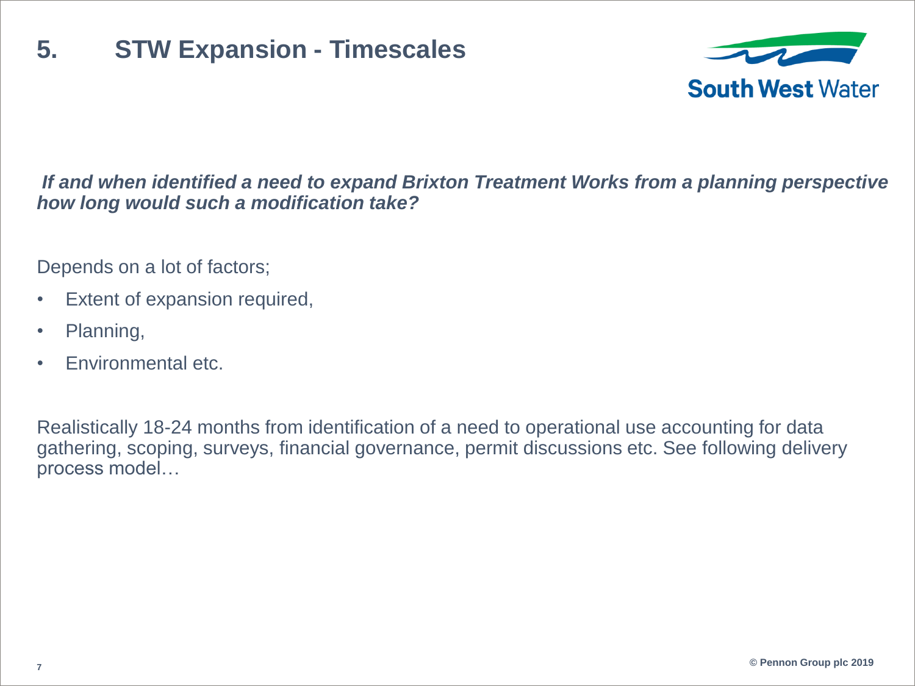# 5. STW Expansion - Timescales

***If and when identified a need to expand Brixton Treatment Works from a planning perspective how long would such a modification take?***

Depends on a lot of factors;

- Extent of expansion required,
- Planning,
- Environmental etc.

Realistically 18-24 months from identification of a need to operational use accounting for data gathering, scoping, surveys, financial governance, permit discussions etc. See following delivery process model…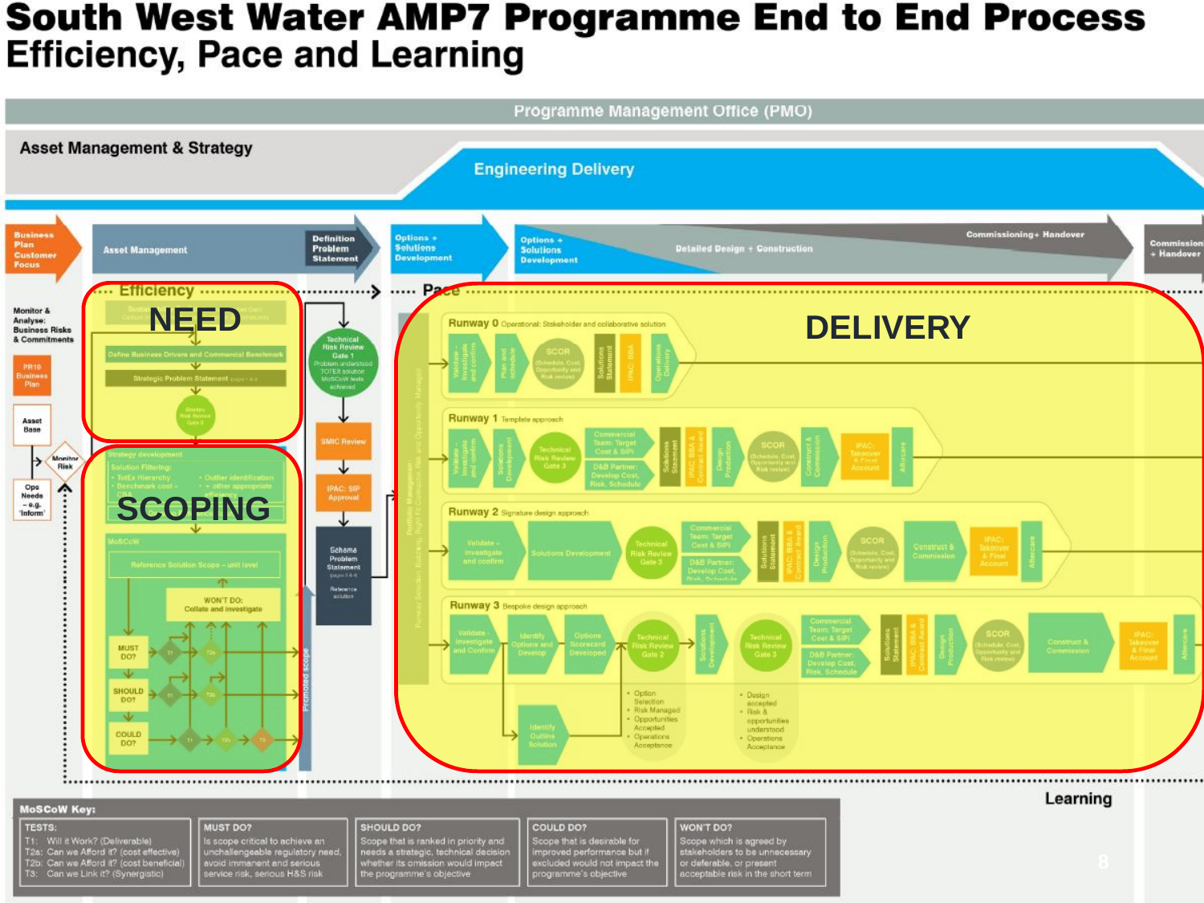# South West Water AMP7 Programme End to End Process

## Efficiency, Pace and Learning

Programme Management Office (PMO)

Asset Management & Strategy

Engineering Delivery

Business Plan Customer Focus → Asset Management → Definition Problem Statement → Options + Solutions Development → Options + Solutions Development → Detailed Design + Construction → Commissioning + Handover → Commissioning + Handover

Monitor & Analyse: Business Risks & Commitments

PR19 Business Plan

Asset Base

Monitor Risk

Ops Needs – e.g. 'inform'

Efficiency

**NEED**

Define Business Drivers and Commercial Benchmark

Strategic Problem Statement

**SCOPING**

Strategy development

Solution Filtering:
- TotEx Hierarchy
- Benchmark cost – CBA
- Outlier identification
- + other appropriate efficiency

MoSCoW

Reference Solution Scope – unit level

WON'T DO: Collate and investigate

MUST DO?

SHOULD DO?

COULD DO?

Promoted scope

Technical Risk Review Gate 1 (Problem understood, TOTEX solution, MoSCoW tests achieved)

SMIC Review

IPAC: SIP Approval

Scheme Problem Statement

Pace

**DELIVERY**

Runway 0 Operational: Stakeholder and collaborative solution
Validate – investigate and confirm → Plan and schedule → SCOR (Schedule, Cost, Opportunity and Risk review) → Solutions Statement → IPAC: BBA → Operations Delivery

Runway 1 Template approach
Validate – investigate and confirm → Solutions Development → Technical Risk Review Gate 3 → Commercial Team: Target Cost & SIPI / D&B Partner: Develop Cost, Risk, Schedule → Solutions Statement → IPAC: BBA & Contract Award → Design Production → SCOR (Schedule, Cost, Opportunity and Risk review) → Construct & Commission → IPAC: Takeover & Final Account → Aftercare

Runway 2 Signature design approach
Validate – investigate and confirm → Solutions Development → Technical Risk Review Gate 3 → Commercial Team: Target Cost & SIPI / D&B Partner: Develop Cost, Risk, Schedule → Solutions Statement → IPAC: BBA & Contract Award → Design Production → SCOR (Schedule, Cost, Opportunity and Risk review) → Construct & Commission → IPAC: Takeover & Final Account → Aftercare

Runway 3 Bespoke design approach
Validate – investigate and confirm → Identify Options and Develop → Options Scorecard Developed → Technical Risk Review Gate 2 → Solutions Development → Technical Risk Review Gate 3 → Commercial Team: Target Cost & SIPI / D&B Partner: Develop Cost, Risk, Schedule → Solutions Statement → IPAC: BBA & Contract Award → Design Production → SCOR (Schedule, Cost, Opportunity and Risk review) → Construct & Commission → IPAC: Takeover & Final Account → Aftercare

Identify Outline Solution

- Option Selection
- Risk Managed
- Opportunities Accepted
- Operations Acceptance

- Design accepted
- Risk & opportunities understood
- Operations Acceptance

Learning

**MoSCoW Key:**

| TESTS: | MUST DO? | SHOULD DO? | COULD DO? | WON'T DO? |
|---|---|---|---|---|
| T1: Will it Work? (Deliverable)<br>T2a: Can we Afford it? (cost effective)<br>T2b: Can we Afford it? (cost beneficial)<br>T3: Can we Link it? (Synergistic) | Is scope critical to achieve an unchallengeable regulatory need, avoid imminent and serious service risk, serious H&S risk | Scope that is ranked in priority and needs a strategic, technical decision whether its omission would impact the programme's objective | Scope that is desirable for improved performance but if excluded would not impact the programme's objective | Scope which is agreed by stakeholders to be unnecessary or deferable, or present acceptable risk in the short term |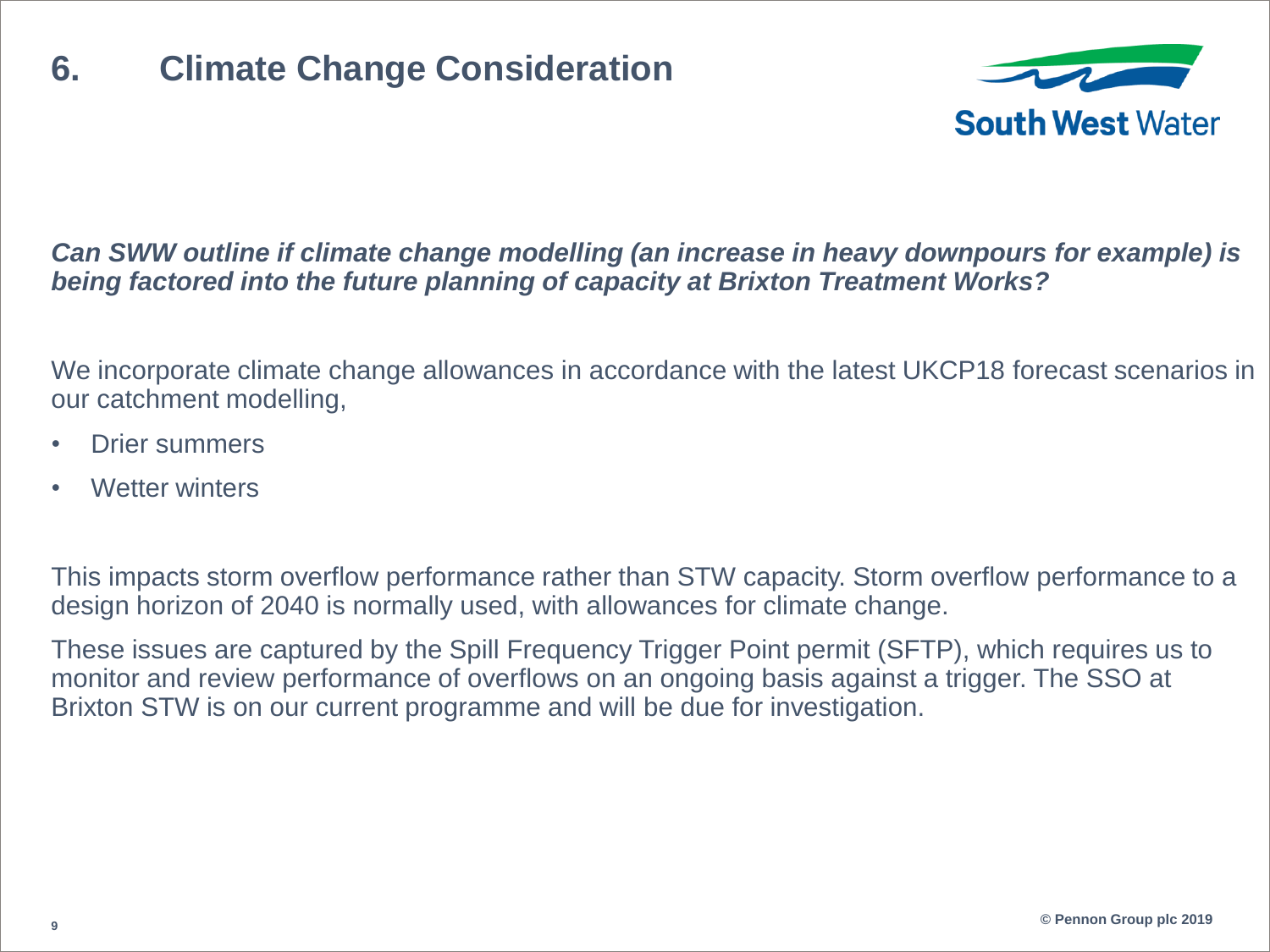# 6. Climate Change Consideration

***Can SWW outline if climate change modelling (an increase in heavy downpours for example) is being factored into the future planning of capacity at Brixton Treatment Works?***

We incorporate climate change allowances in accordance with the latest UKCP18 forecast scenarios in our catchment modelling,

- Drier summers
- Wetter winters

This impacts storm overflow performance rather than STW capacity. Storm overflow performance to a design horizon of 2040 is normally used, with allowances for climate change.

These issues are captured by the Spill Frequency Trigger Point permit (SFTP), which requires us to monitor and review performance of overflows on an ongoing basis against a trigger. The SSO at Brixton STW is on our current programme and will be due for investigation.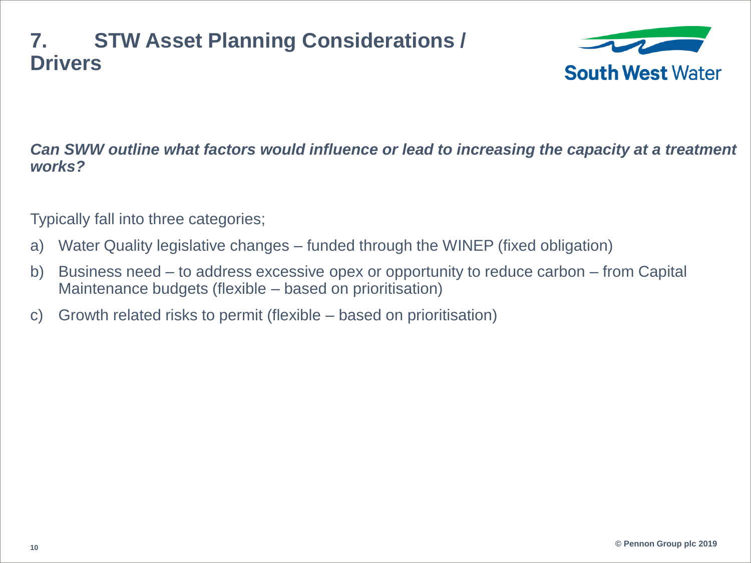# 7. STW Asset Planning Considerations / Drivers

***Can SWW outline what factors would influence or lead to increasing the capacity at a treatment works?***

Typically fall into three categories;

a) Water Quality legislative changes – funded through the WINEP (fixed obligation)

b) Business need – to address excessive opex or opportunity to reduce carbon – from Capital Maintenance budgets (flexible – based on prioritisation)

c) Growth related risks to permit (flexible – based on prioritisation)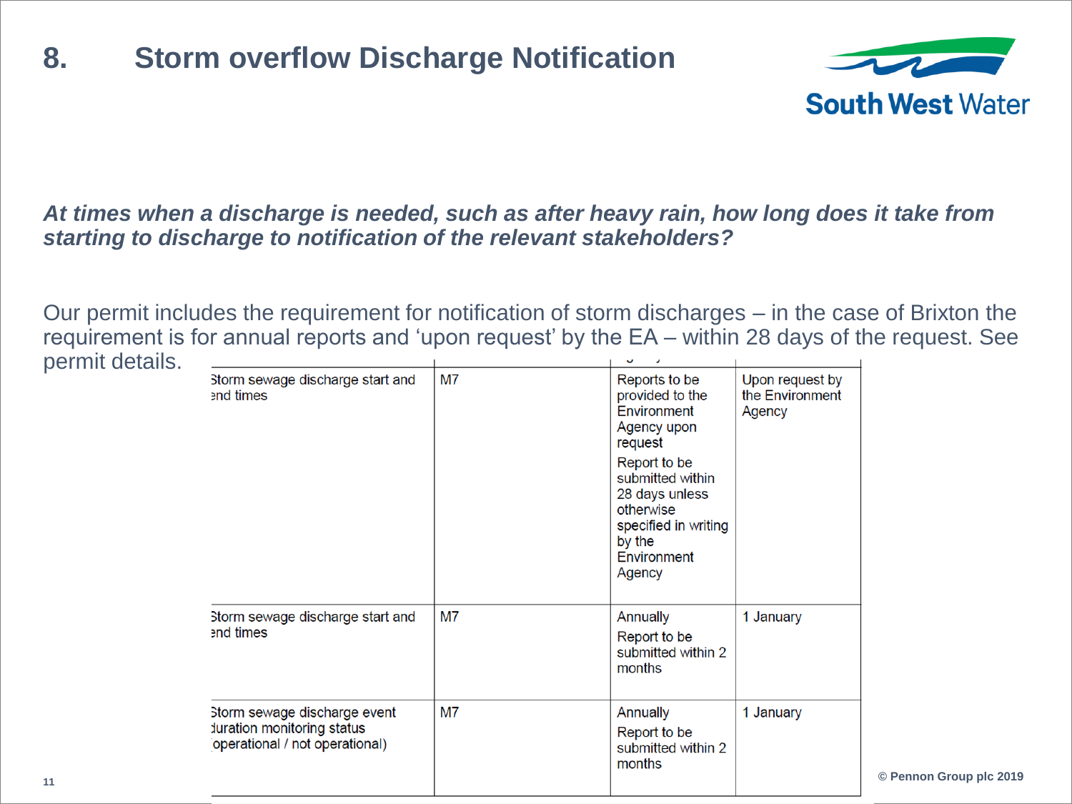# 8. Storm overflow Discharge Notification

***At times when a discharge is needed, such as after heavy rain, how long does it take from starting to discharge to notification of the relevant stakeholders?***

Our permit includes the requirement for notification of storm discharges – in the case of Brixton the requirement is for annual reports and 'upon request' by the EA – within 28 days of the request. See permit details.

| | | | |
|---|---|---|---|
| Storm sewage discharge start and end times | M7 | Reports to be provided to the Environment Agency upon request<br>Report to be submitted within 28 days unless otherwise specified in writing by the Environment Agency | Upon request by the Environment Agency |
| Storm sewage discharge start and end times | M7 | Annually<br>Report to be submitted within 2 months | 1 January |
| Storm sewage discharge event duration monitoring status (operational / not operational) | M7 | Annually<br>Report to be submitted within 2 months | 1 January |

© Pennon Group plc 2019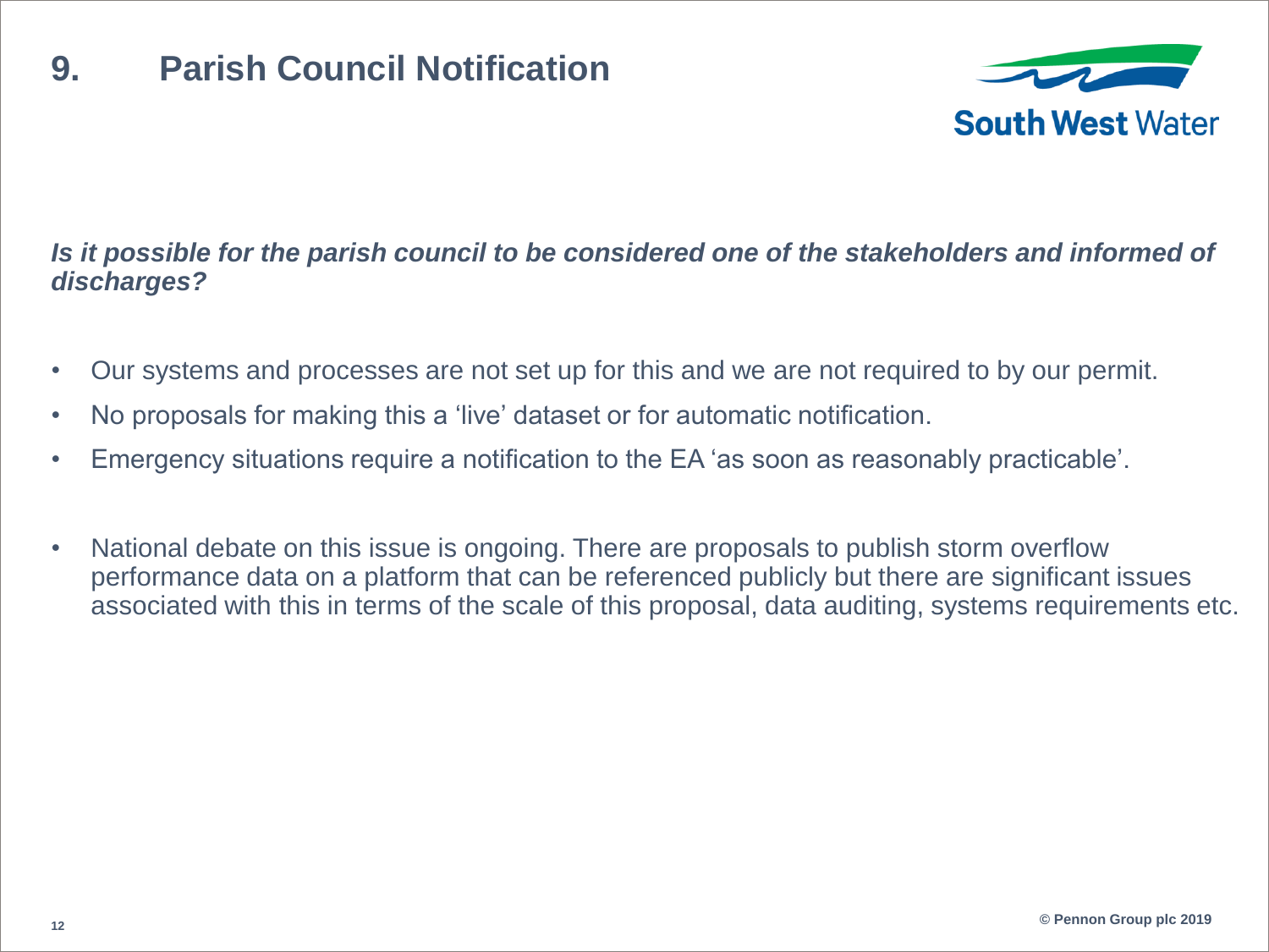# 9. Parish Council Notification

***Is it possible for the parish council to be considered one of the stakeholders and informed of discharges?***

- Our systems and processes are not set up for this and we are not required to by our permit.
- No proposals for making this a 'live' dataset or for automatic notification.
- Emergency situations require a notification to the EA 'as soon as reasonably practicable'.
- National debate on this issue is ongoing. There are proposals to publish storm overflow performance data on a platform that can be referenced publicly but there are significant issues associated with this in terms of the scale of this proposal, data auditing, systems requirements etc.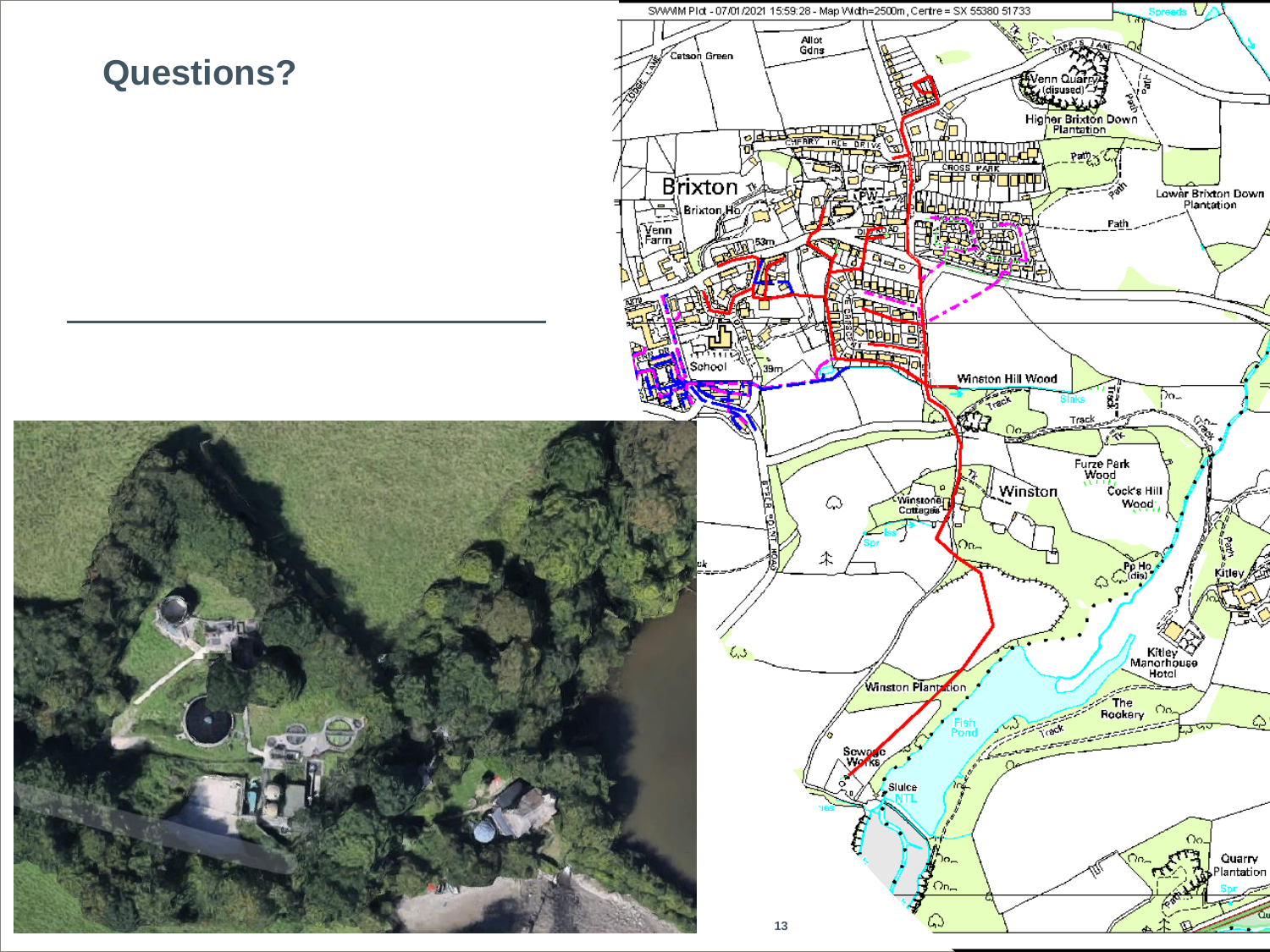# Questions?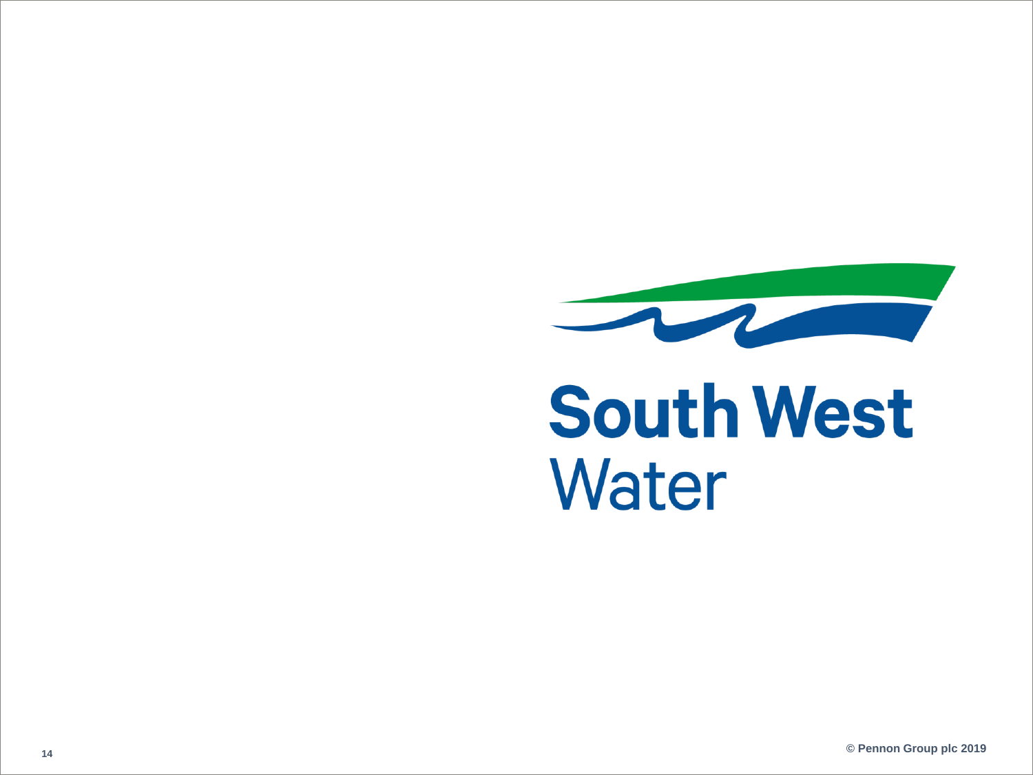South West Water

© Pennon Group plc 2019